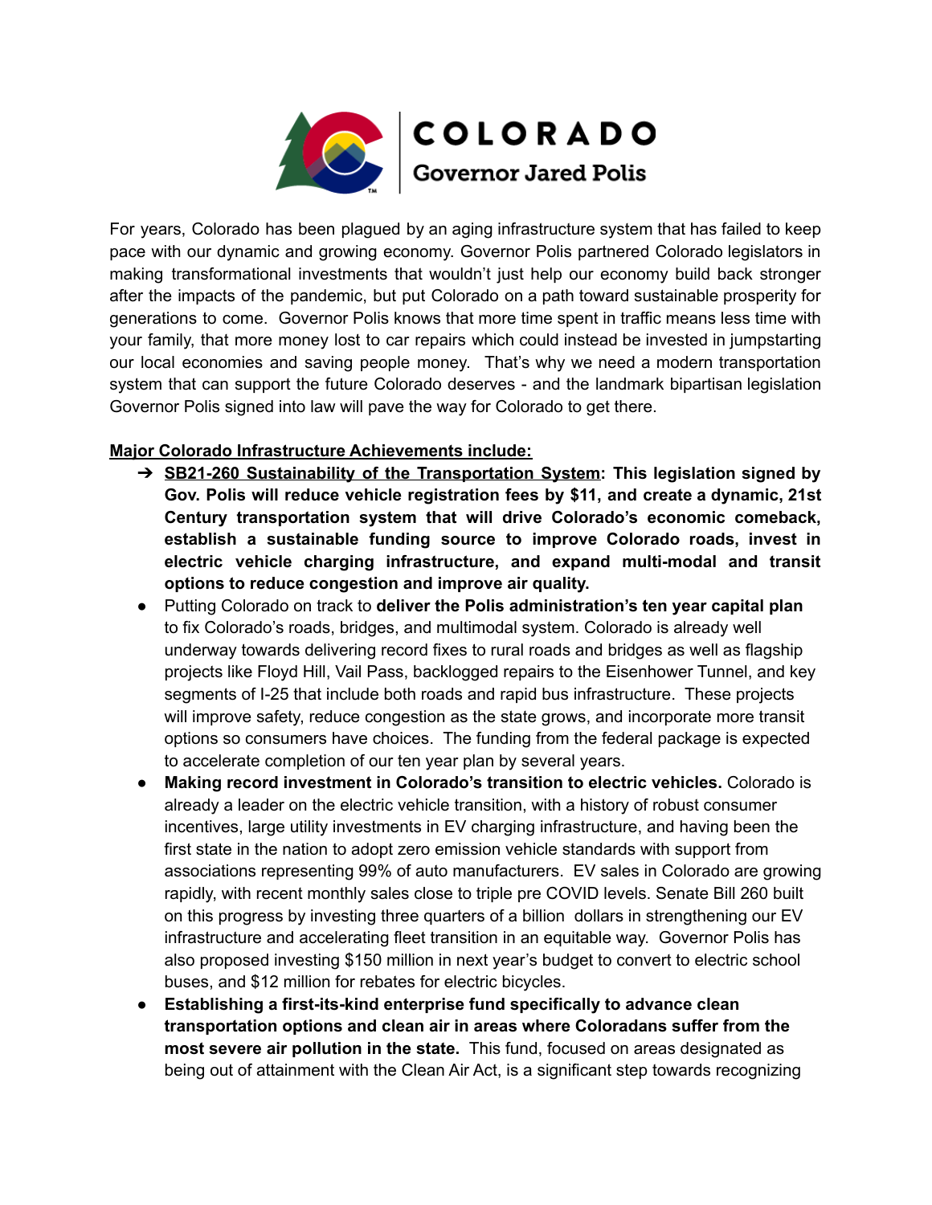COLORADO

Governor Jared Polis

For years, Colorado has been plagued by an aging infrastructure system that has failed to keep pace with our dynamic and growing economy. Governor Polis partnered Colorado legislators in making transformational investments that wouldn't just help our economy build back stronger after the impacts of the pandemic, but put Colorado on a path toward sustainable prosperity for generations to come. Governor Polis knows that more time spent in traffic means less time with your family, that more money lost to car repairs which could instead be invested in jumpstarting our local economies and saving people money. That's why we need a modern transportation system that can support the future Colorado deserves - and the landmark bipartisan legislation Governor Polis signed into law will pave the way for Colorado to get there.

**Major Colorado Infrastructure Achievements include:**

- **SB21-260 Sustainability of the Transportation System: This legislation signed by Gov. Polis will reduce vehicle registration fees by $11, and create a dynamic, 21st Century transportation system that will drive Colorado's economic comeback, establish a sustainable funding source to improve Colorado roads, invest in electric vehicle charging infrastructure, and expand multi-modal and transit options to reduce congestion and improve air quality.**
- Putting Colorado on track to **deliver the Polis administration's ten year capital plan** to fix Colorado's roads, bridges, and multimodal system. Colorado is already well underway towards delivering record fixes to rural roads and bridges as well as flagship projects like Floyd Hill, Vail Pass, backlogged repairs to the Eisenhower Tunnel, and key segments of I-25 that include both roads and rapid bus infrastructure. These projects will improve safety, reduce congestion as the state grows, and incorporate more transit options so consumers have choices. The funding from the federal package is expected to accelerate completion of our ten year plan by several years.
- **Making record investment in Colorado's transition to electric vehicles.** Colorado is already a leader on the electric vehicle transition, with a history of robust consumer incentives, large utility investments in EV charging infrastructure, and having been the first state in the nation to adopt zero emission vehicle standards with support from associations representing 99% of auto manufacturers. EV sales in Colorado are growing rapidly, with recent monthly sales close to triple pre COVID levels. Senate Bill 260 built on this progress by investing three quarters of a billion dollars in strengthening our EV infrastructure and accelerating fleet transition in an equitable way. Governor Polis has also proposed investing $150 million in next year's budget to convert to electric school buses, and $12 million for rebates for electric bicycles.
- **Establishing a first-its-kind enterprise fund specifically to advance clean transportation options and clean air in areas where Coloradans suffer from the most severe air pollution in the state.** This fund, focused on areas designated as being out of attainment with the Clean Air Act, is a significant step towards recognizing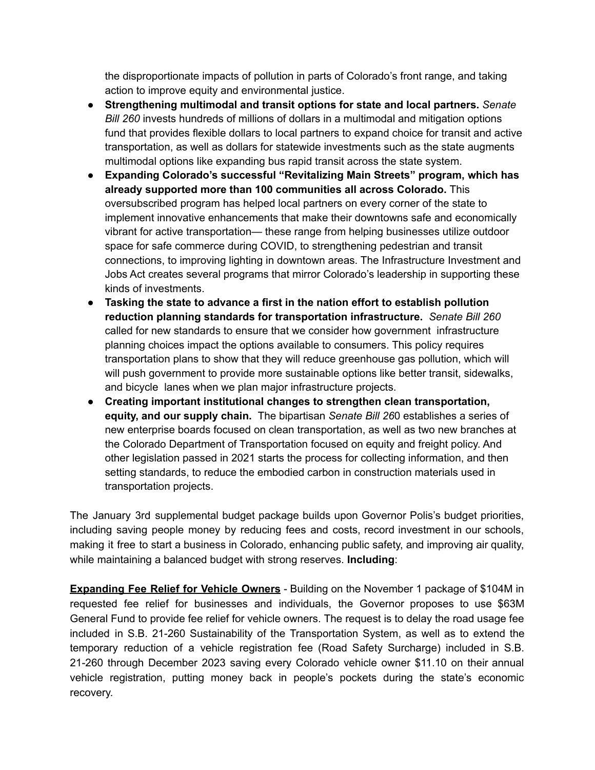the disproportionate impacts of pollution in parts of Colorado's front range, and taking action to improve equity and environmental justice.

- **Strengthening multimodal and transit options for state and local partners.** *Senate Bill 260* invests hundreds of millions of dollars in a multimodal and mitigation options fund that provides flexible dollars to local partners to expand choice for transit and active transportation, as well as dollars for statewide investments such as the state augments multimodal options like expanding bus rapid transit across the state system.
- **Expanding Colorado's successful "Revitalizing Main Streets" program, which has already supported more than 100 communities all across Colorado.** This oversubscribed program has helped local partners on every corner of the state to implement innovative enhancements that make their downtowns safe and economically vibrant for active transportation— these range from helping businesses utilize outdoor space for safe commerce during COVID, to strengthening pedestrian and transit connections, to improving lighting in downtown areas. The Infrastructure Investment and Jobs Act creates several programs that mirror Colorado's leadership in supporting these kinds of investments.
- **Tasking the state to advance a first in the nation effort to establish pollution reduction planning standards for transportation infrastructure.** *Senate Bill 260* called for new standards to ensure that we consider how government infrastructure planning choices impact the options available to consumers. This policy requires transportation plans to show that they will reduce greenhouse gas pollution, which will will push government to provide more sustainable options like better transit, sidewalks, and bicycle lanes when we plan major infrastructure projects.
- **Creating important institutional changes to strengthen clean transportation, equity, and our supply chain.** The bipartisan *Senate Bill 26*0 establishes a series of new enterprise boards focused on clean transportation, as well as two new branches at the Colorado Department of Transportation focused on equity and freight policy. And other legislation passed in 2021 starts the process for collecting information, and then setting standards, to reduce the embodied carbon in construction materials used in transportation projects.

The January 3rd supplemental budget package builds upon Governor Polis's budget priorities, including saving people money by reducing fees and costs, record investment in our schools, making it free to start a business in Colorado, enhancing public safety, and improving air quality, while maintaining a balanced budget with strong reserves. **Including**:

**Expanding Fee Relief for Vehicle Owners** - Building on the November 1 package of $104M in requested fee relief for businesses and individuals, the Governor proposes to use $63M General Fund to provide fee relief for vehicle owners. The request is to delay the road usage fee included in S.B. 21-260 Sustainability of the Transportation System, as well as to extend the temporary reduction of a vehicle registration fee (Road Safety Surcharge) included in S.B. 21-260 through December 2023 saving every Colorado vehicle owner $11.10 on their annual vehicle registration, putting money back in people's pockets during the state's economic recovery.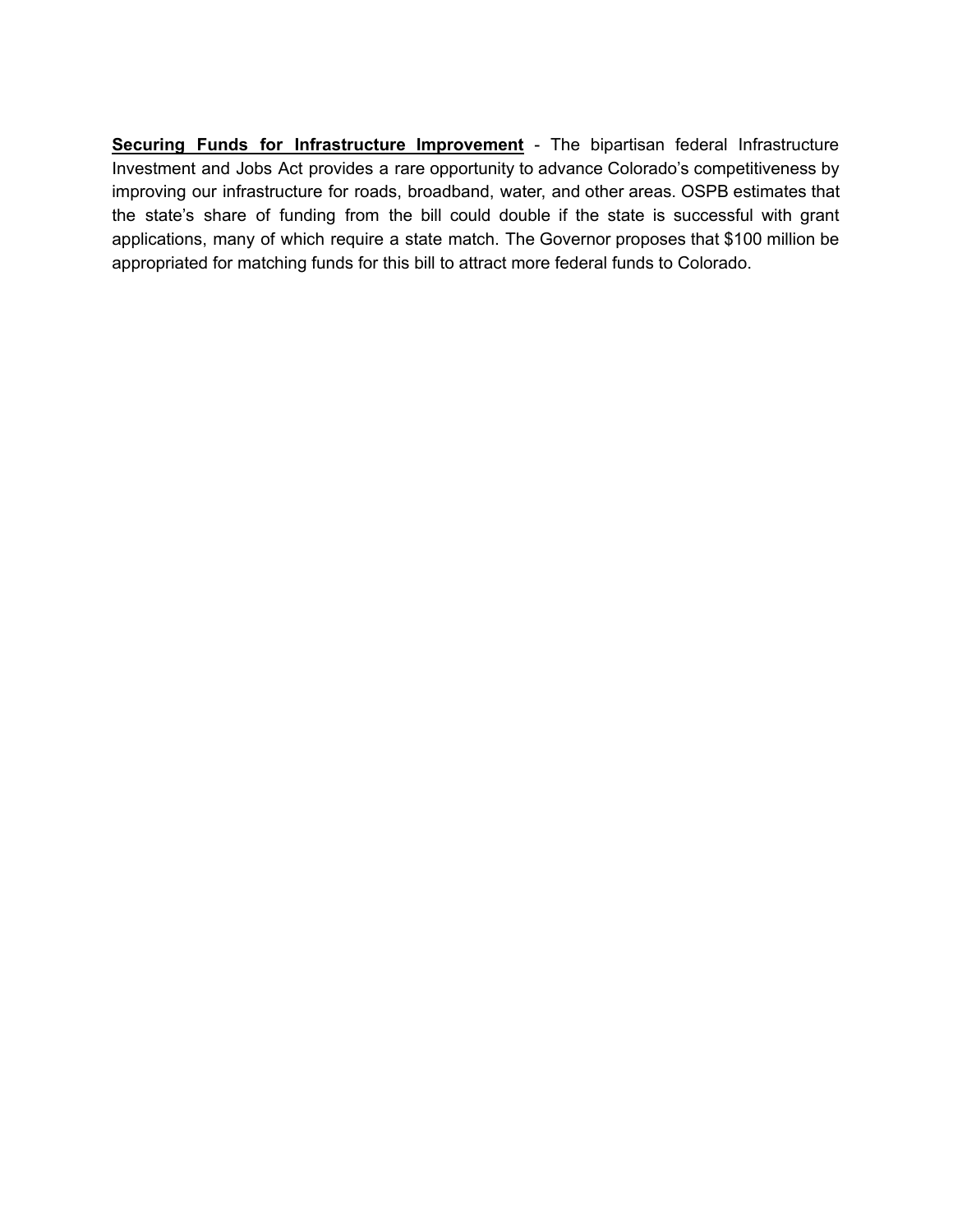**<u>Securing Funds for Infrastructure Improvement</u>** - The bipartisan federal Infrastructure Investment and Jobs Act provides a rare opportunity to advance Colorado's competitiveness by improving our infrastructure for roads, broadband, water, and other areas. OSPB estimates that the state's share of funding from the bill could double if the state is successful with grant applications, many of which require a state match. The Governor proposes that $100 million be appropriated for matching funds for this bill to attract more federal funds to Colorado.